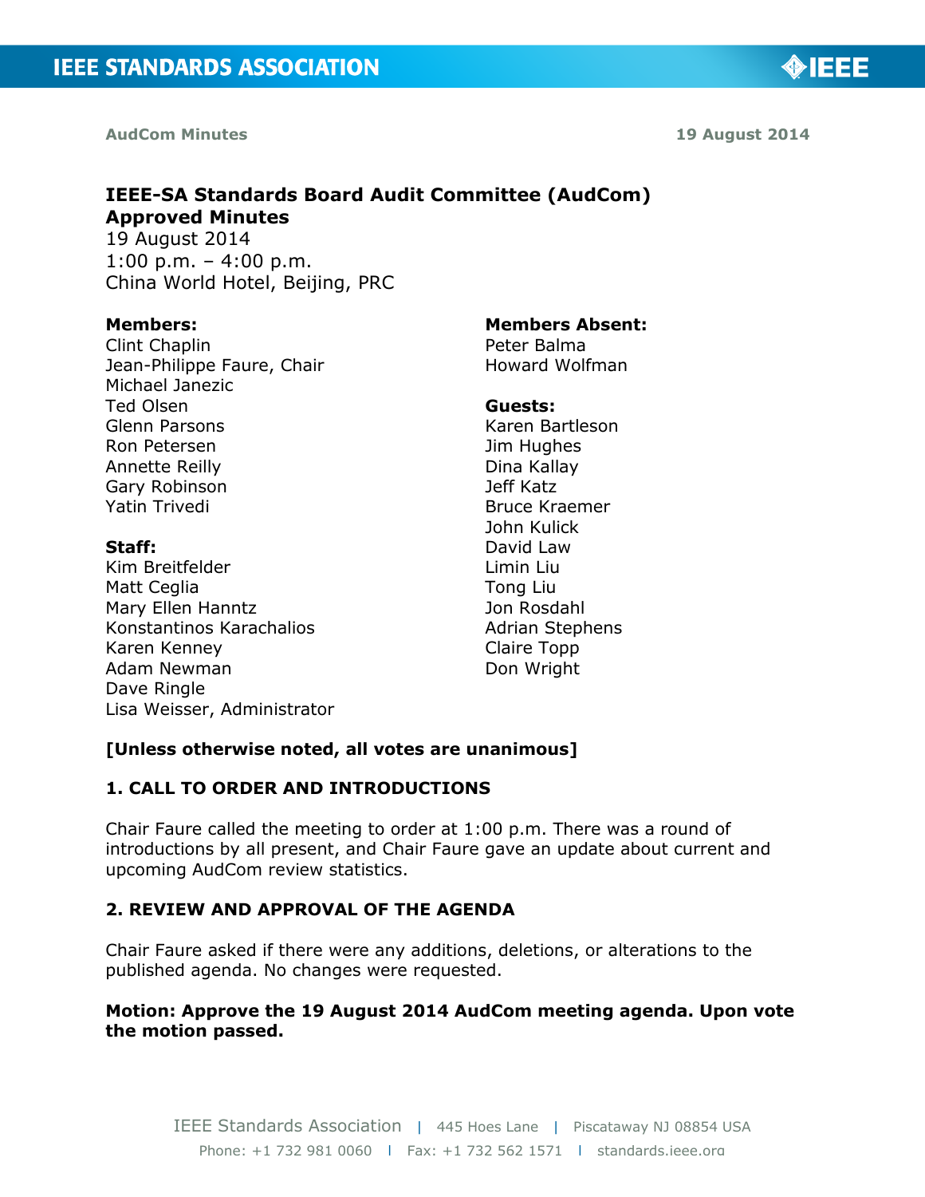AudCom Minutes 19 August 2014

# IEEE-SA Standards Board Audit Committee (AudCom) Approved Minutes

19 August 2014
1:00 p.m. – 4:00 p.m.
China World Hotel, Beijing, PRC

**Members:**
Clint Chaplin
Jean-Philippe Faure, Chair
Michael Janezic
Ted Olsen
Glenn Parsons
Ron Petersen
Annette Reilly
Gary Robinson
Yatin Trivedi

**Members Absent:**
Peter Balma
Howard Wolfman

**Staff:**
Kim Breitfelder
Matt Ceglia
Mary Ellen Hanntz
Konstantinos Karachalios
Karen Kenney
Adam Newman
Dave Ringle
Lisa Weisser, Administrator

**Guests:**
Karen Bartleson
Jim Hughes
Dina Kallay
Jeff Katz
Bruce Kraemer
John Kulick
David Law
Limin Liu
Tong Liu
Jon Rosdahl
Adrian Stephens
Claire Topp
Don Wright

**[Unless otherwise noted, all votes are unanimous]**

## 1. CALL TO ORDER AND INTRODUCTIONS

Chair Faure called the meeting to order at 1:00 p.m. There was a round of introductions by all present, and Chair Faure gave an update about current and upcoming AudCom review statistics.

## 2. REVIEW AND APPROVAL OF THE AGENDA

Chair Faure asked if there were any additions, deletions, or alterations to the published agenda. No changes were requested.

**Motion: Approve the 19 August 2014 AudCom meeting agenda. Upon vote the motion passed.**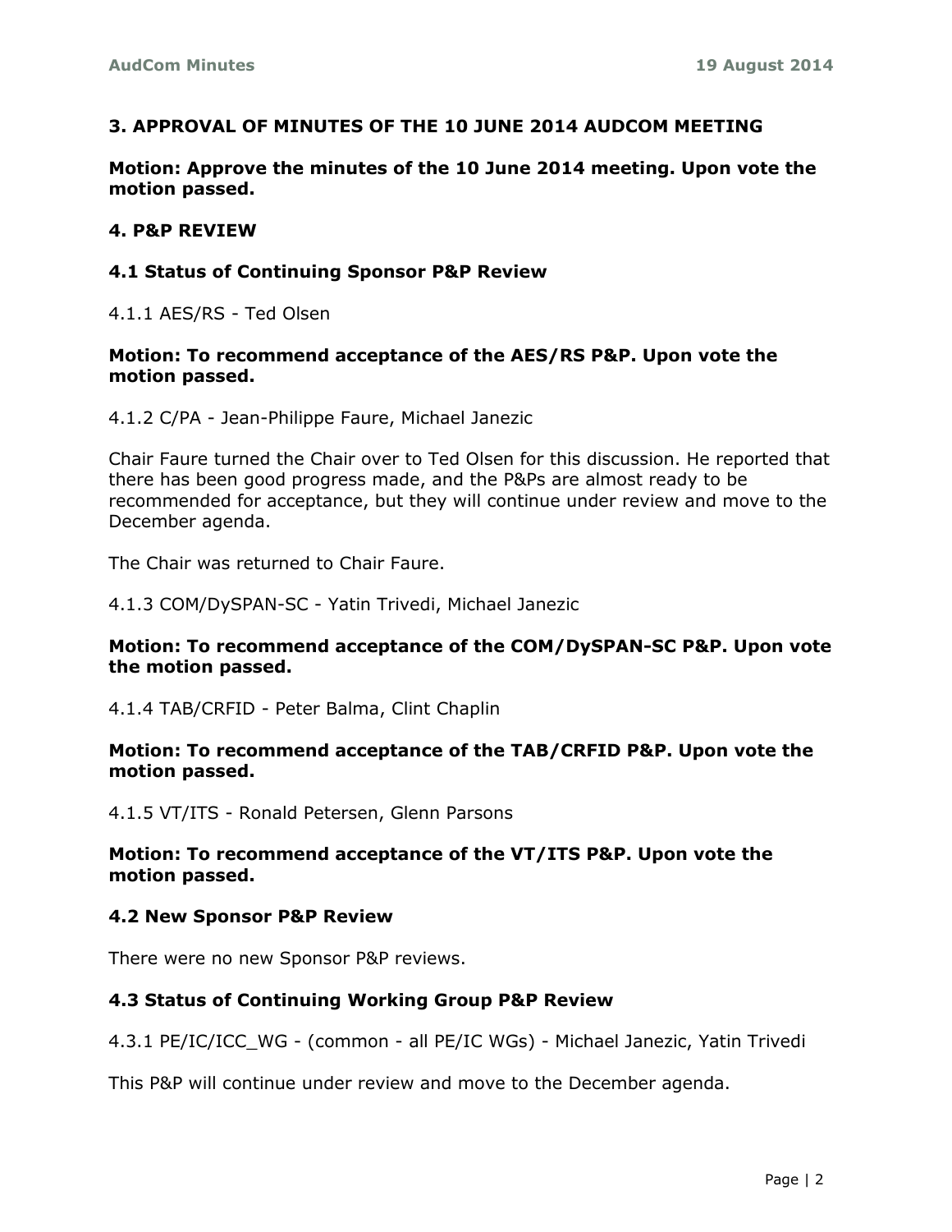## 3. APPROVAL OF MINUTES OF THE 10 JUNE 2014 AUDCOM MEETING

**Motion: Approve the minutes of the 10 June 2014 meeting. Upon vote the motion passed.**

## 4. P&P REVIEW

### 4.1 Status of Continuing Sponsor P&P Review

4.1.1 AES/RS - Ted Olsen

**Motion: To recommend acceptance of the AES/RS P&P. Upon vote the motion passed.**

4.1.2 C/PA - Jean-Philippe Faure, Michael Janezic

Chair Faure turned the Chair over to Ted Olsen for this discussion. He reported that there has been good progress made, and the P&Ps are almost ready to be recommended for acceptance, but they will continue under review and move to the December agenda.

The Chair was returned to Chair Faure.

4.1.3 COM/DySPAN-SC - Yatin Trivedi, Michael Janezic

**Motion: To recommend acceptance of the COM/DySPAN-SC P&P. Upon vote the motion passed.**

4.1.4 TAB/CRFID - Peter Balma, Clint Chaplin

**Motion: To recommend acceptance of the TAB/CRFID P&P. Upon vote the motion passed.**

4.1.5 VT/ITS - Ronald Petersen, Glenn Parsons

**Motion: To recommend acceptance of the VT/ITS P&P. Upon vote the motion passed.**

### 4.2 New Sponsor P&P Review

There were no new Sponsor P&P reviews.

### 4.3 Status of Continuing Working Group P&P Review

4.3.1 PE/IC/ICC_WG - (common - all PE/IC WGs) - Michael Janezic, Yatin Trivedi

This P&P will continue under review and move to the December agenda.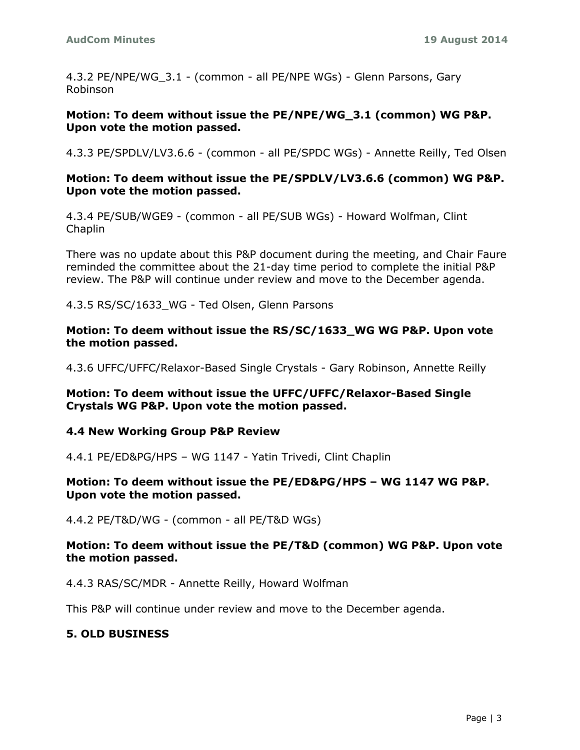4.3.2 PE/NPE/WG_3.1 - (common - all PE/NPE WGs) - Glenn Parsons, Gary Robinson

**Motion: To deem without issue the PE/NPE/WG_3.1 (common) WG P&P. Upon vote the motion passed.**

4.3.3 PE/SPDLV/LV3.6.6 - (common - all PE/SPDC WGs) - Annette Reilly, Ted Olsen

**Motion: To deem without issue the PE/SPDLV/LV3.6.6 (common) WG P&P. Upon vote the motion passed.**

4.3.4 PE/SUB/WGE9 - (common - all PE/SUB WGs) - Howard Wolfman, Clint Chaplin

There was no update about this P&P document during the meeting, and Chair Faure reminded the committee about the 21-day time period to complete the initial P&P review. The P&P will continue under review and move to the December agenda.

4.3.5 RS/SC/1633_WG - Ted Olsen, Glenn Parsons

**Motion: To deem without issue the RS/SC/1633_WG WG P&P. Upon vote the motion passed.**

4.3.6 UFFC/UFFC/Relaxor-Based Single Crystals - Gary Robinson, Annette Reilly

**Motion: To deem without issue the UFFC/UFFC/Relaxor-Based Single Crystals WG P&P. Upon vote the motion passed.**

### 4.4 New Working Group P&P Review

4.4.1 PE/ED&PG/HPS – WG 1147 - Yatin Trivedi, Clint Chaplin

**Motion: To deem without issue the PE/ED&PG/HPS – WG 1147 WG P&P. Upon vote the motion passed.**

4.4.2 PE/T&D/WG - (common - all PE/T&D WGs)

**Motion: To deem without issue the PE/T&D (common) WG P&P. Upon vote the motion passed.**

4.4.3 RAS/SC/MDR - Annette Reilly, Howard Wolfman

This P&P will continue under review and move to the December agenda.

## 5. OLD BUSINESS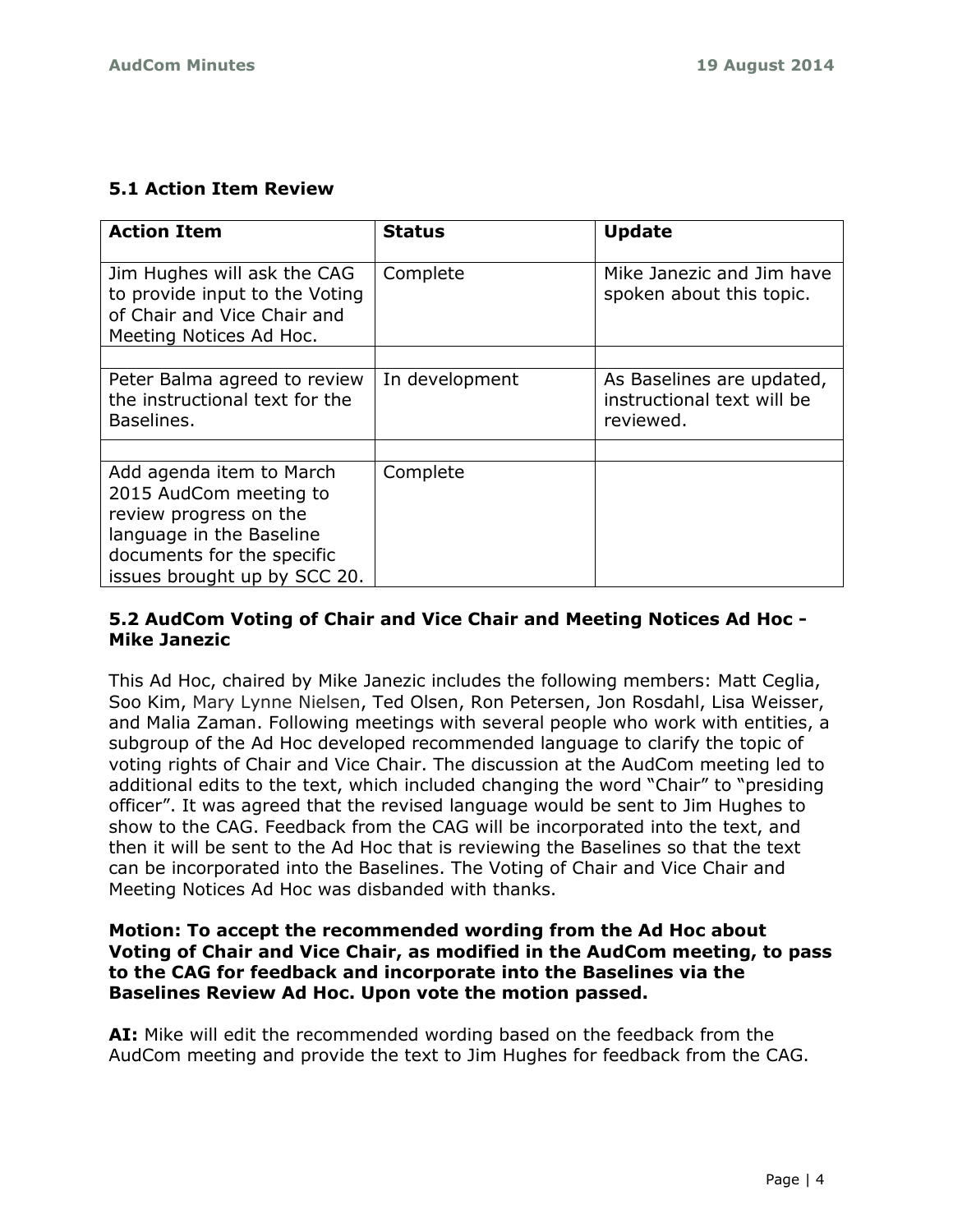### 5.1 Action Item Review

| Action Item | Status | Update |
|---|---|---|
| Jim Hughes will ask the CAG to provide input to the Voting of Chair and Vice Chair and Meeting Notices Ad Hoc. | Complete | Mike Janezic and Jim have spoken about this topic. |
| | | |
| Peter Balma agreed to review the instructional text for the Baselines. | In development | As Baselines are updated, instructional text will be reviewed. |
| | | |
| Add agenda item to March 2015 AudCom meeting to review progress on the language in the Baseline documents for the specific issues brought up by SCC 20. | Complete | |

### 5.2 AudCom Voting of Chair and Vice Chair and Meeting Notices Ad Hoc - Mike Janezic

This Ad Hoc, chaired by Mike Janezic includes the following members: Matt Ceglia, Soo Kim, Mary Lynne Nielsen, Ted Olsen, Ron Petersen, Jon Rosdahl, Lisa Weisser, and Malia Zaman. Following meetings with several people who work with entities, a subgroup of the Ad Hoc developed recommended language to clarify the topic of voting rights of Chair and Vice Chair. The discussion at the AudCom meeting led to additional edits to the text, which included changing the word "Chair" to "presiding officer". It was agreed that the revised language would be sent to Jim Hughes to show to the CAG. Feedback from the CAG will be incorporated into the text, and then it will be sent to the Ad Hoc that is reviewing the Baselines so that the text can be incorporated into the Baselines. The Voting of Chair and Vice Chair and Meeting Notices Ad Hoc was disbanded with thanks.

**Motion: To accept the recommended wording from the Ad Hoc about Voting of Chair and Vice Chair, as modified in the AudCom meeting, to pass to the CAG for feedback and incorporate into the Baselines via the Baselines Review Ad Hoc. Upon vote the motion passed.**

**AI:** Mike will edit the recommended wording based on the feedback from the AudCom meeting and provide the text to Jim Hughes for feedback from the CAG.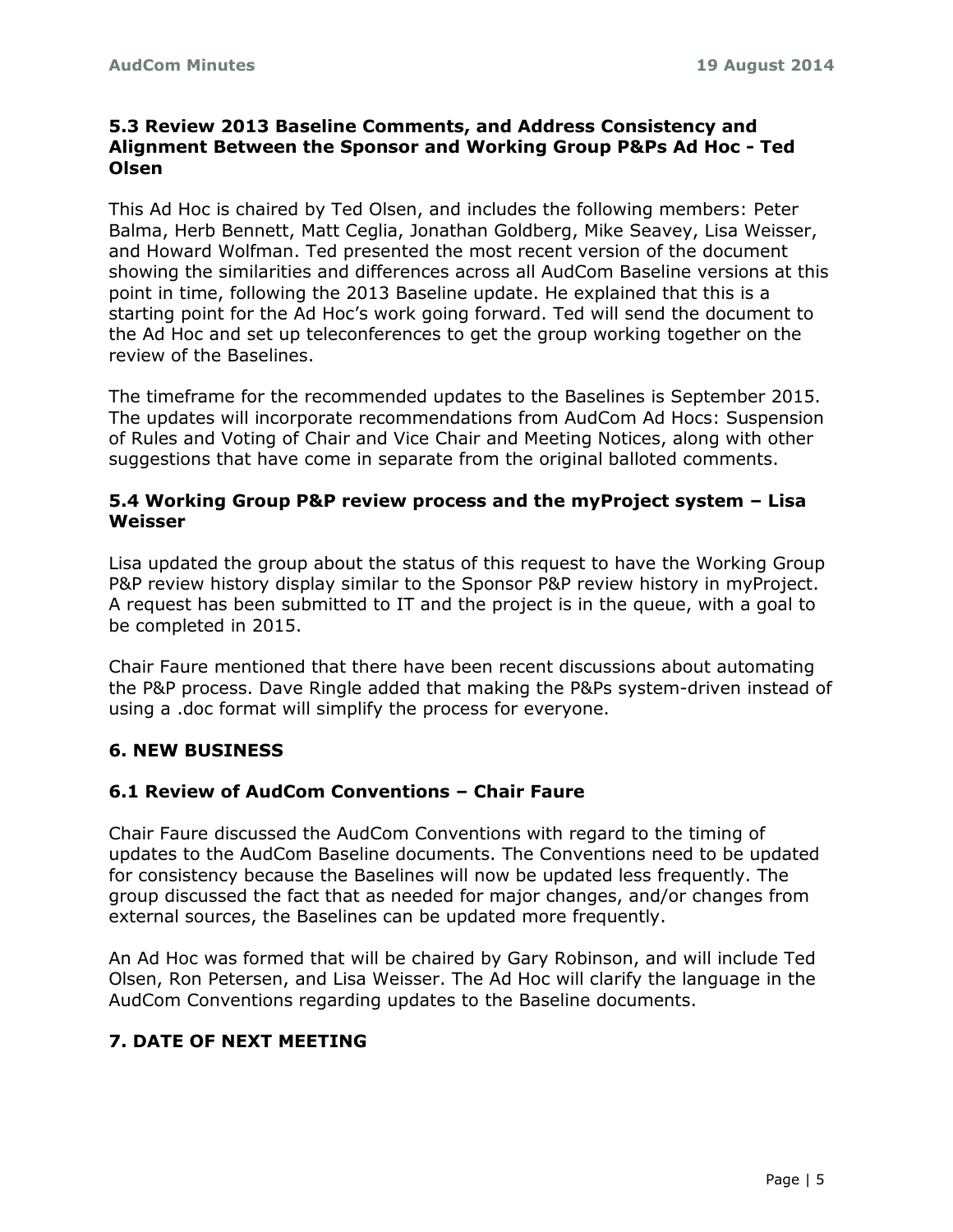### 5.3 Review 2013 Baseline Comments, and Address Consistency and Alignment Between the Sponsor and Working Group P&Ps Ad Hoc - Ted Olsen

This Ad Hoc is chaired by Ted Olsen, and includes the following members: Peter Balma, Herb Bennett, Matt Ceglia, Jonathan Goldberg, Mike Seavey, Lisa Weisser, and Howard Wolfman. Ted presented the most recent version of the document showing the similarities and differences across all AudCom Baseline versions at this point in time, following the 2013 Baseline update. He explained that this is a starting point for the Ad Hoc's work going forward. Ted will send the document to the Ad Hoc and set up teleconferences to get the group working together on the review of the Baselines.

The timeframe for the recommended updates to the Baselines is September 2015. The updates will incorporate recommendations from AudCom Ad Hocs: Suspension of Rules and Voting of Chair and Vice Chair and Meeting Notices, along with other suggestions that have come in separate from the original balloted comments.

### 5.4 Working Group P&P review process and the myProject system – Lisa Weisser

Lisa updated the group about the status of this request to have the Working Group P&P review history display similar to the Sponsor P&P review history in myProject. A request has been submitted to IT and the project is in the queue, with a goal to be completed in 2015.

Chair Faure mentioned that there have been recent discussions about automating the P&P process. Dave Ringle added that making the P&Ps system-driven instead of using a .doc format will simplify the process for everyone.

## 6. NEW BUSINESS

### 6.1 Review of AudCom Conventions – Chair Faure

Chair Faure discussed the AudCom Conventions with regard to the timing of updates to the AudCom Baseline documents. The Conventions need to be updated for consistency because the Baselines will now be updated less frequently. The group discussed the fact that as needed for major changes, and/or changes from external sources, the Baselines can be updated more frequently.

An Ad Hoc was formed that will be chaired by Gary Robinson, and will include Ted Olsen, Ron Petersen, and Lisa Weisser. The Ad Hoc will clarify the language in the AudCom Conventions regarding updates to the Baseline documents.

## 7. DATE OF NEXT MEETING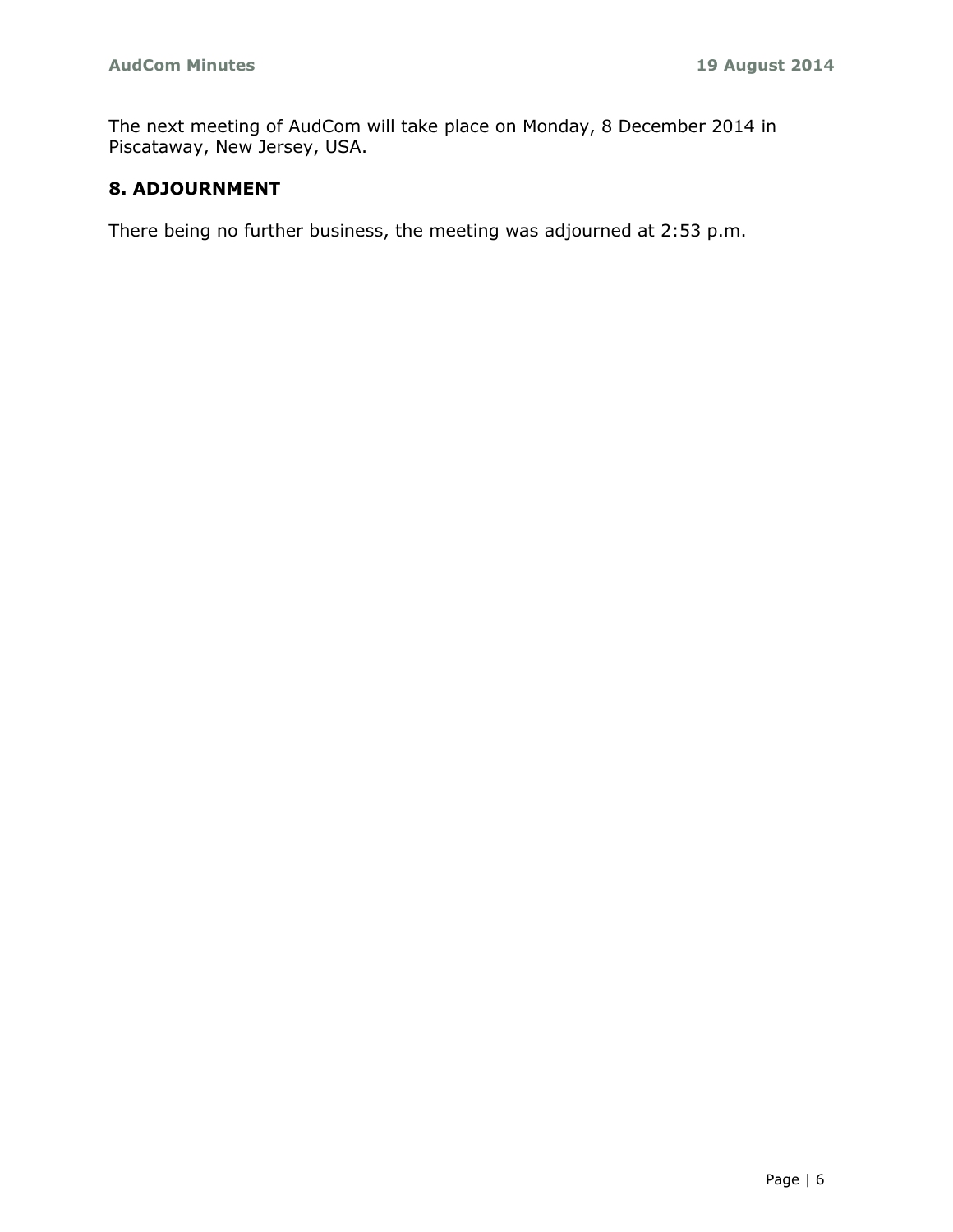The next meeting of AudCom will take place on Monday, 8 December 2014 in Piscataway, New Jersey, USA.

## 8. ADJOURNMENT

There being no further business, the meeting was adjourned at 2:53 p.m.